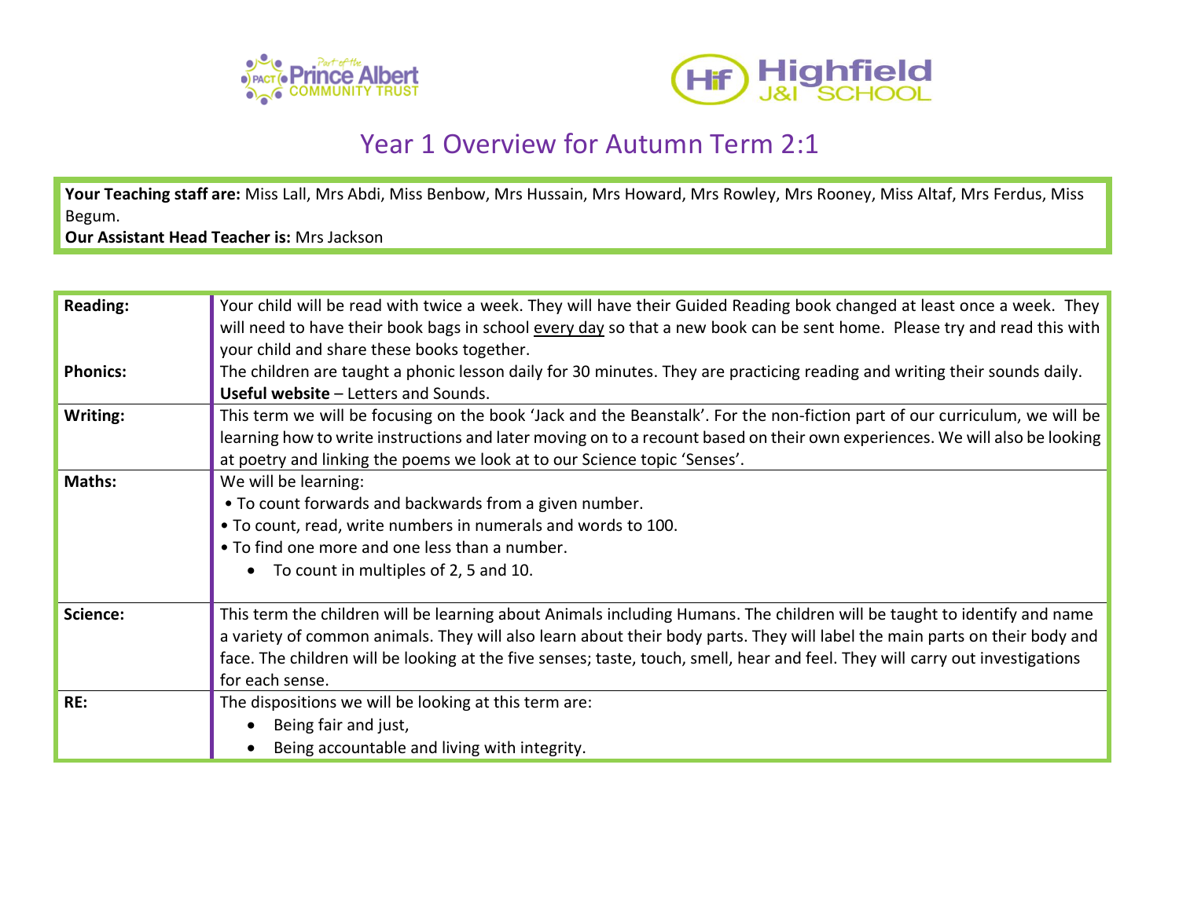# Year 1 Overview for Autumn Term 2:1

**Your Teaching staff are:** Miss Lall, Mrs Abdi, Miss Benbow, Mrs Hussain, Mrs Howard, Mrs Rowley, Mrs Rooney, Miss Altaf, Mrs Ferdus, Miss Begum.
**Our Assistant Head Teacher is:** Mrs Jackson

| | |
|---|---|
| **Reading:**<br><br><br>**Phonics:** | Your child will be read with twice a week. They will have their Guided Reading book changed at least once a week. They will need to have their book bags in school every day so that a new book can be sent home. Please try and read this with your child and share these books together.<br>The children are taught a phonic lesson daily for 30 minutes. They are practicing reading and writing their sounds daily.<br>**Useful website** – Letters and Sounds. |
| **Writing:** | This term we will be focusing on the book 'Jack and the Beanstalk'. For the non-fiction part of our curriculum, we will be learning how to write instructions and later moving on to a recount based on their own experiences. We will also be looking at poetry and linking the poems we look at to our Science topic 'Senses'. |
| **Maths:** | We will be learning:<br>• To count forwards and backwards from a given number.<br>• To count, read, write numbers in numerals and words to 100.<br>• To find one more and one less than a number.<br>• To count in multiples of 2, 5 and 10. |
| **Science:** | This term the children will be learning about Animals including Humans. The children will be taught to identify and name a variety of common animals. They will also learn about their body parts. They will label the main parts on their body and face. The children will be looking at the five senses; taste, touch, smell, hear and feel. They will carry out investigations for each sense. |
| **RE:** | The dispositions we will be looking at this term are:<br>• Being fair and just,<br>• Being accountable and living with integrity. |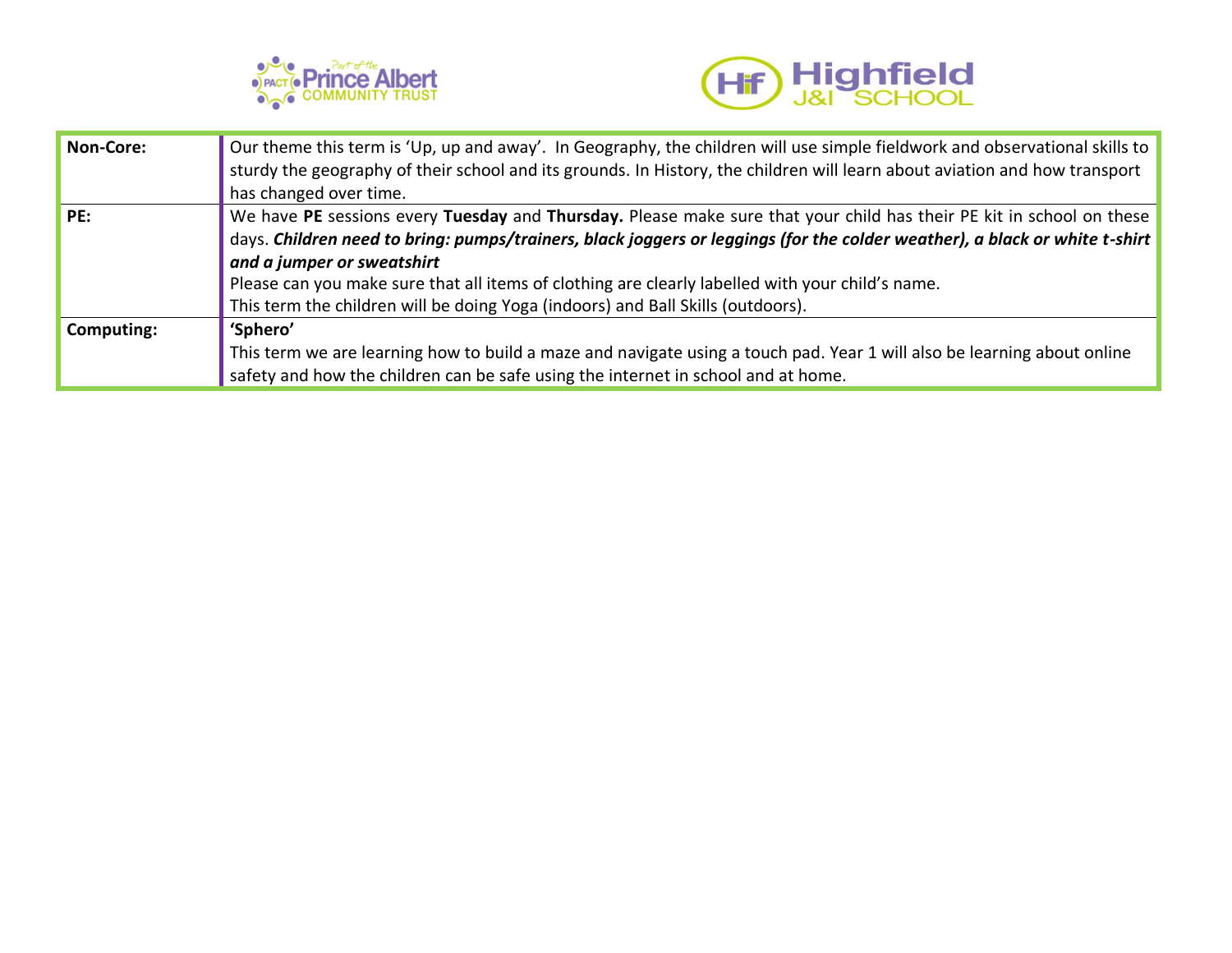| | |
|---|---|
| **Non-Core:** | Our theme this term is 'Up, up and away'. In Geography, the children will use simple fieldwork and observational skills to sturdy the geography of their school and its grounds. In History, the children will learn about aviation and how transport has changed over time. |
| **PE:** | We have **PE** sessions every **Tuesday** and **Thursday.** Please make sure that your child has their PE kit in school on these days. ***Children need to bring: pumps/trainers, black joggers or leggings (for the colder weather), a black or white t-shirt and a jumper or sweatshirt*** <br> Please can you make sure that all items of clothing are clearly labelled with your child's name. <br> This term the children will be doing Yoga (indoors) and Ball Skills (outdoors). |
| **Computing:** | **'Sphero'** <br> This term we are learning how to build a maze and navigate using a touch pad. Year 1 will also be learning about online safety and how the children can be safe using the internet in school and at home. |